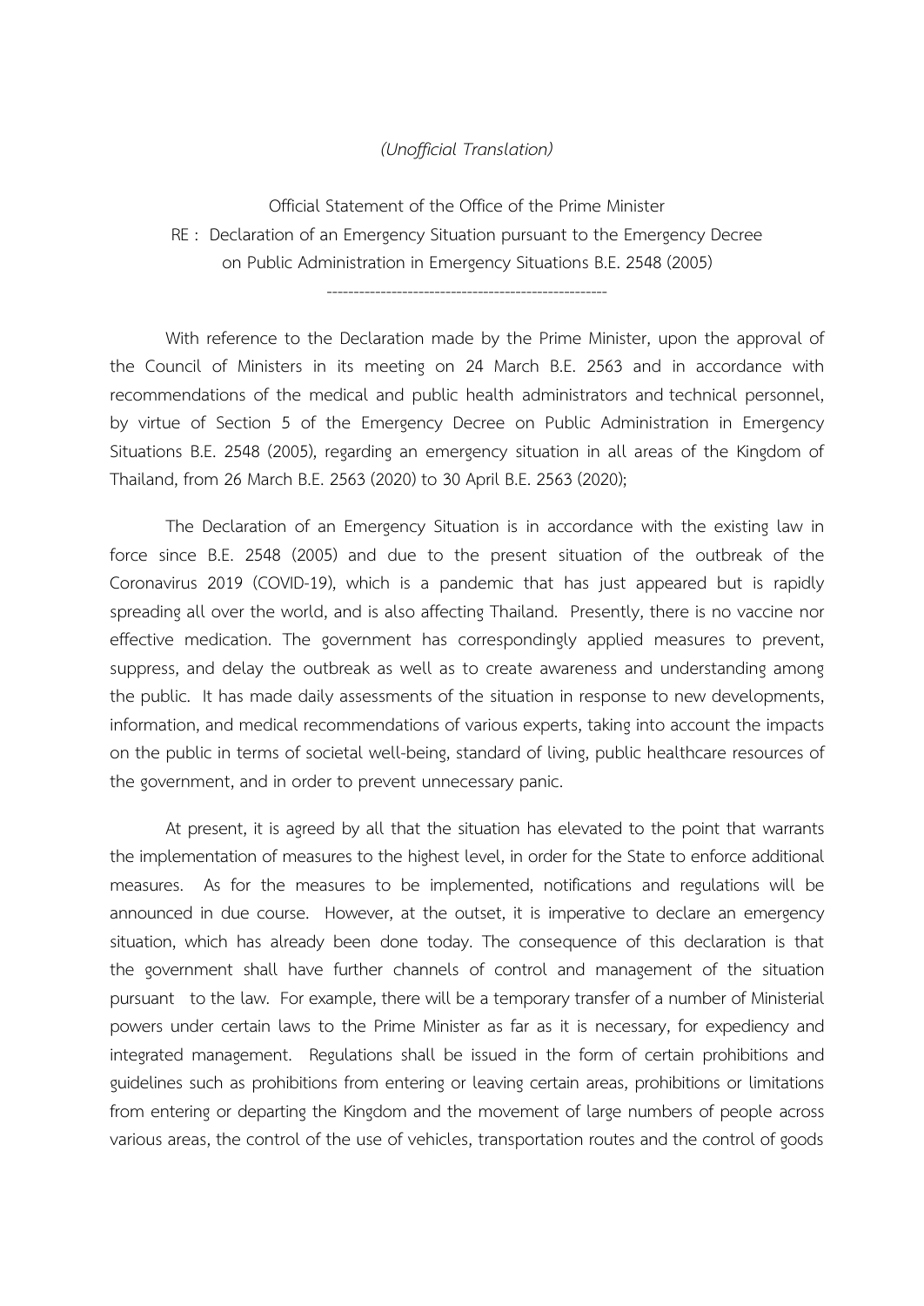*(Unofficial Translation)*

Official Statement of the Office of the Prime Minister

RE : Declaration of an Emergency Situation pursuant to the Emergency Decree on Public Administration in Emergency Situations B.E. 2548 (2005)

---

With reference to the Declaration made by the Prime Minister, upon the approval of the Council of Ministers in its meeting on 24 March B.E. 2563 and in accordance with recommendations of the medical and public health administrators and technical personnel, by virtue of Section 5 of the Emergency Decree on Public Administration in Emergency Situations B.E. 2548 (2005), regarding an emergency situation in all areas of the Kingdom of Thailand, from 26 March B.E. 2563 (2020) to 30 April B.E. 2563 (2020);

The Declaration of an Emergency Situation is in accordance with the existing law in force since B.E. 2548 (2005) and due to the present situation of the outbreak of the Coronavirus 2019 (COVID-19), which is a pandemic that has just appeared but is rapidly spreading all over the world, and is also affecting Thailand. Presently, there is no vaccine nor effective medication. The government has correspondingly applied measures to prevent, suppress, and delay the outbreak as well as to create awareness and understanding among the public. It has made daily assessments of the situation in response to new developments, information, and medical recommendations of various experts, taking into account the impacts on the public in terms of societal well-being, standard of living, public healthcare resources of the government, and in order to prevent unnecessary panic.

At present, it is agreed by all that the situation has elevated to the point that warrants the implementation of measures to the highest level, in order for the State to enforce additional measures. As for the measures to be implemented, notifications and regulations will be announced in due course. However, at the outset, it is imperative to declare an emergency situation, which has already been done today. The consequence of this declaration is that the government shall have further channels of control and management of the situation pursuant to the law. For example, there will be a temporary transfer of a number of Ministerial powers under certain laws to the Prime Minister as far as it is necessary, for expediency and integrated management. Regulations shall be issued in the form of certain prohibitions and guidelines such as prohibitions from entering or leaving certain areas, prohibitions or limitations from entering or departing the Kingdom and the movement of large numbers of people across various areas, the control of the use of vehicles, transportation routes and the control of goods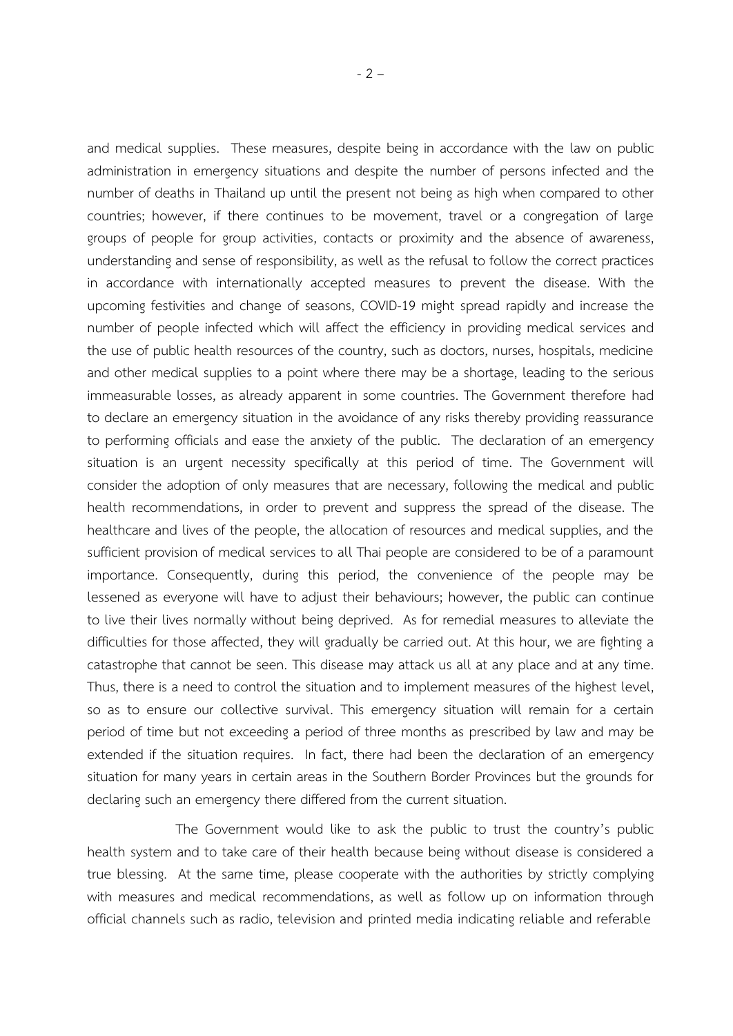and medical supplies. These measures, despite being in accordance with the law on public administration in emergency situations and despite the number of persons infected and the number of deaths in Thailand up until the present not being as high when compared to other countries; however, if there continues to be movement, travel or a congregation of large groups of people for group activities, contacts or proximity and the absence of awareness, understanding and sense of responsibility, as well as the refusal to follow the correct practices in accordance with internationally accepted measures to prevent the disease. With the upcoming festivities and change of seasons, COVID-19 might spread rapidly and increase the number of people infected which will affect the efficiency in providing medical services and the use of public health resources of the country, such as doctors, nurses, hospitals, medicine and other medical supplies to a point where there may be a shortage, leading to the serious immeasurable losses, as already apparent in some countries. The Government therefore had to declare an emergency situation in the avoidance of any risks thereby providing reassurance to performing officials and ease the anxiety of the public. The declaration of an emergency situation is an urgent necessity specifically at this period of time. The Government will consider the adoption of only measures that are necessary, following the medical and public health recommendations, in order to prevent and suppress the spread of the disease. The healthcare and lives of the people, the allocation of resources and medical supplies, and the sufficient provision of medical services to all Thai people are considered to be of a paramount importance. Consequently, during this period, the convenience of the people may be lessened as everyone will have to adjust their behaviours; however, the public can continue to live their lives normally without being deprived. As for remedial measures to alleviate the difficulties for those affected, they will gradually be carried out. At this hour, we are fighting a catastrophe that cannot be seen. This disease may attack us all at any place and at any time. Thus, there is a need to control the situation and to implement measures of the highest level, so as to ensure our collective survival. This emergency situation will remain for a certain period of time but not exceeding a period of three months as prescribed by law and may be extended if the situation requires. In fact, there had been the declaration of an emergency situation for many years in certain areas in the Southern Border Provinces but the grounds for declaring such an emergency there differed from the current situation.

The Government would like to ask the public to trust the country's public health system and to take care of their health because being without disease is considered a true blessing. At the same time, please cooperate with the authorities by strictly complying with measures and medical recommendations, as well as follow up on information through official channels such as radio, television and printed media indicating reliable and referable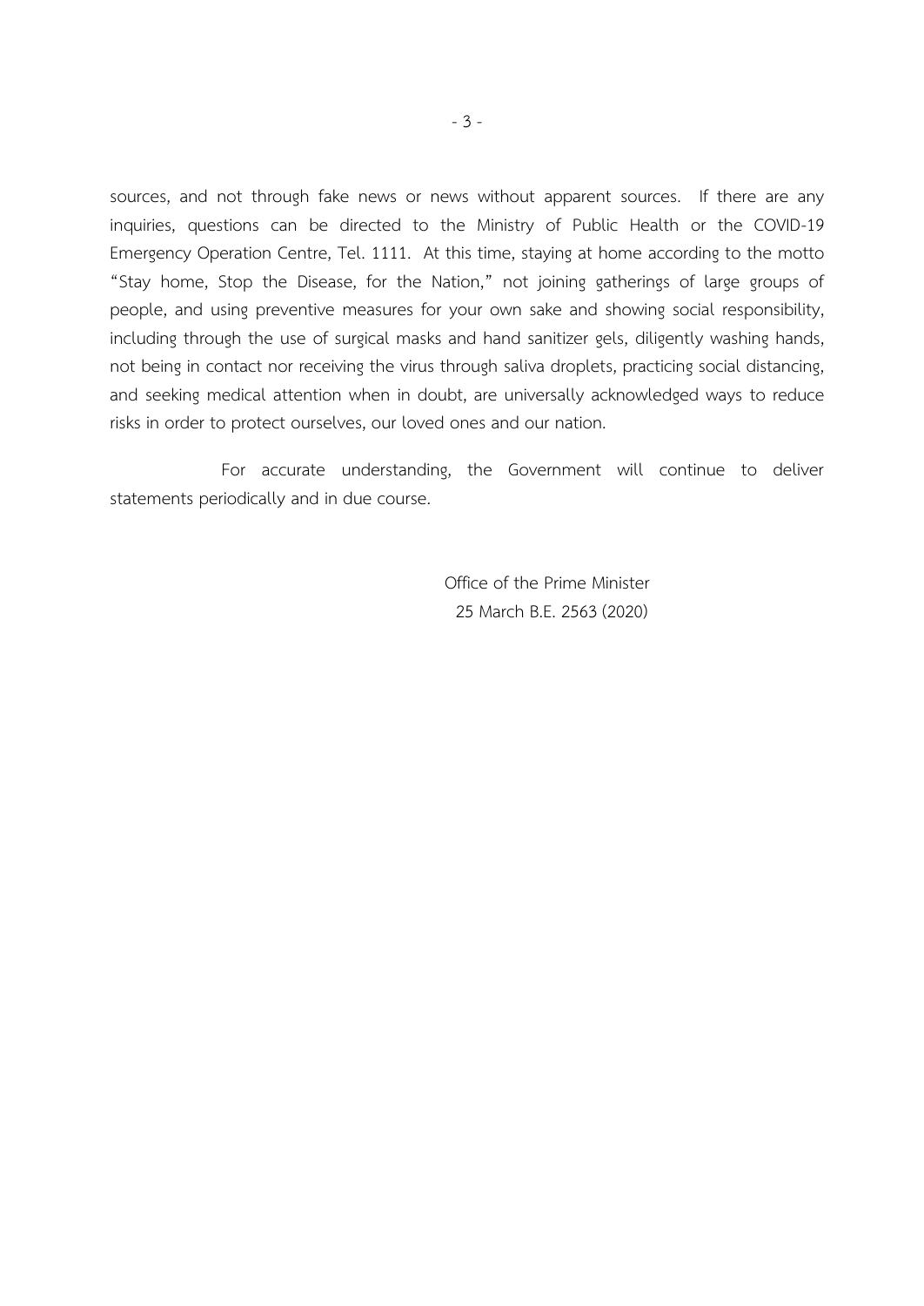sources, and not through fake news or news without apparent sources. If there are any inquiries, questions can be directed to the Ministry of Public Health or the COVID-19 Emergency Operation Centre, Tel. 1111. At this time, staying at home according to the motto "Stay home, Stop the Disease, for the Nation," not joining gatherings of large groups of people, and using preventive measures for your own sake and showing social responsibility, including through the use of surgical masks and hand sanitizer gels, diligently washing hands, not being in contact nor receiving the virus through saliva droplets, practicing social distancing, and seeking medical attention when in doubt, are universally acknowledged ways to reduce risks in order to protect ourselves, our loved ones and our nation.

For accurate understanding, the Government will continue to deliver statements periodically and in due course.

Office of the Prime Minister
25 March B.E. 2563 (2020)